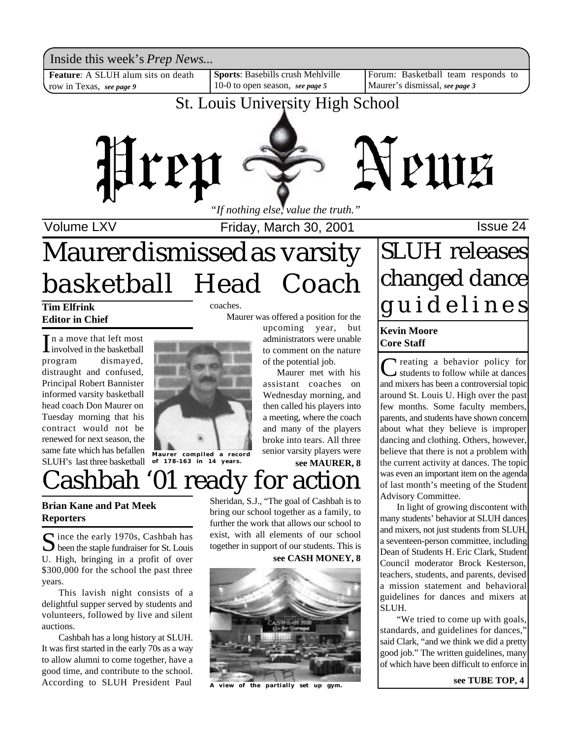Inside this week's *Prep News...*

**Feature**: A SLUH alum sits on death row in Texas, *see page 9*

**Sports**: Basebills crush Mehlville 10-0 to open season, *see page 5*

Forum: Basketball team responds to Maurer's dismissal, *see page 3*

St. Louis University High School

# Prep News

*"If nothing else, value the truth."*

Volume LXV — Friday, March 30, 2001 — Issue 24

# Maurer dismissed as varsity basketball Head Coach

**Tim Elfrink**
**Editor in Chief**

In a move that left most involved in the basketball program dismayed, distraught and confused, Principal Robert Bannister informed varsity basketball head coach Don Maurer on Tuesday morning that his contract would not be renewed for next season, the same fate which has befallen SLUH's last three basketball coaches.

Maurer compiled a record of 178-163 in 14 years.

Maurer was offered a position for the upcoming year, but administrators were unable to comment on the nature of the potential job.

Maurer met with his assistant coaches on Wednesday morning, and then called his players into a meeting, where the coach and many of the players broke into tears. All three senior varsity players were

**see MAURER, 8**

# Cashbah '01 ready for action

**Brian Kane and Pat Meek**
**Reporters**

Since the early 1970s, Cashbah has been the staple fundraiser for St. Louis U. High, bringing in a profit of over $300,000 for the school the past three years.

This lavish night consists of a delightful supper served by students and volunteers, followed by live and silent auctions.

Cashbah has a long history at SLUH. It was first started in the early 70s as a way to allow alumni to come together, have a good time, and contribute to the school. According to SLUH President Paul Sheridan, S.J., "The goal of Cashbah is to bring our school together as a family, to further the work that allows our school to exist, with all elements of our school together in support of our students. This is

**see CASH MONEY, 8**

A view of the partially set up gym.

# SLUH releases changed dance guidelines

**Kevin Moore**
**Core Staff**

Creating a behavior policy for students to follow while at dances and mixers has been a controversial topic around St. Louis U. High over the past few months. Some faculty members, parents, and students have shown concern about what they believe is improper dancing and clothing. Others, however, believe that there is not a problem with the current activity at dances. The topic was even an important item on the agenda of last month's meeting of the Student Advisory Committee.

In light of growing discontent with many students' behavior at SLUH dances and mixers, not just students from SLUH, a seventeen-person committee, including Dean of Students H. Eric Clark, Student Council moderator Brock Kesterson, teachers, students, and parents, devised a mission statement and behavioral guidelines for dances and mixers at SLUH.

"We tried to come up with goals, standards, and guidelines for dances," said Clark, "and we think we did a pretty good job." The written guidelines, many of which have been difficult to enforce in

**see TUBE TOP, 4**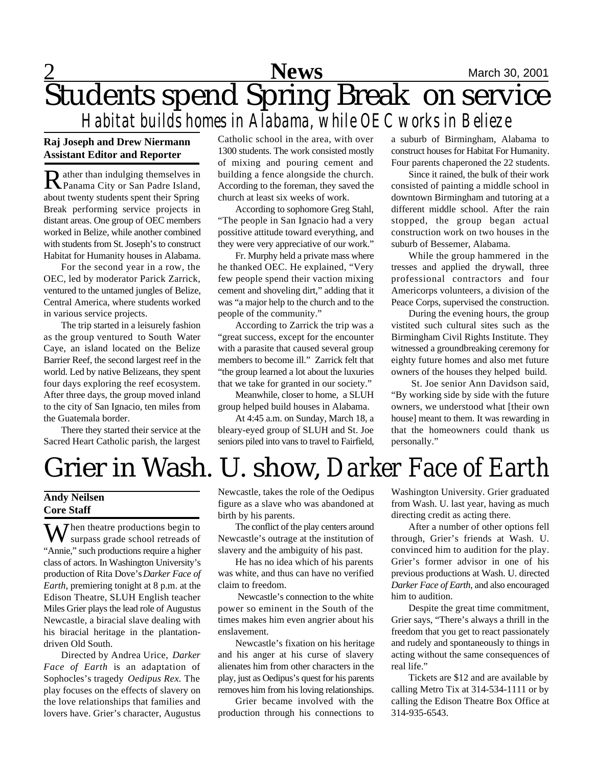# Students spend Spring Break on service

## Habitat builds homes in Alabama, while OEC works in Belieze

**Raj Joseph and Drew Niermann**
**Assistant Editor and Reporter**

Rather than indulging themselves in Panama City or San Padre Island, about twenty students spent their Spring Break performing service projects in distant areas. One group of OEC members worked in Belize, while another combined with students from St. Joseph's to construct Habitat for Humanity houses in Alabama.

For the second year in a row, the OEC, led by moderator Parick Zarrick, ventured to the untamed jungles of Belize, Central America, where students worked in various service projects.

The trip started in a leisurely fashion as the group ventured to South Water Caye, an island located on the Belize Barrier Reef, the second largest reef in the world. Led by native Belizeans, they spent four days exploring the reef ecosystem. After three days, the group moved inland to the city of San Ignacio, ten miles from the Guatemala border.

There they started their service at the Sacred Heart Catholic parish, the largest Catholic school in the area, with over 1300 students. The work consisted mostly of mixing and pouring cement and building a fence alongside the church. According to the foreman, they saved the church at least six weeks of work.

According to sophomore Greg Stahl, "The people in San Ignacio had a very possitive attitude toward everything, and they were very appreciative of our work."

Fr. Murphy held a private mass where he thanked OEC. He explained, "Very few people spend their vaction mixing cement and shoveling dirt," adding that it was "a major help to the church and to the people of the community."

According to Zarrick the trip was a "great success, except for the encounter with a parasite that caused several group members to become ill." Zarrick felt that "the group learned a lot about the luxuries that we take for granted in our society."

Meanwhile, closer to home, a SLUH group helped build houses in Alabama.

At 4:45 a.m. on Sunday, March 18, a bleary-eyed group of SLUH and St. Joe seniors piled into vans to travel to Fairfield, a suburb of Birmingham, Alabama to construct houses for Habitat For Humanity. Four parents chaperoned the 22 students.

Since it rained, the bulk of their work consisted of painting a middle school in downtown Birmingham and tutoring at a different middle school. After the rain stopped, the group began actual construction work on two houses in the suburb of Bessemer, Alabama.

While the group hammered in the tresses and applied the drywall, three professional contractors and four Americorps volunteers, a division of the Peace Corps, supervised the construction.

During the evening hours, the group vistited such cultural sites such as the Birmingham Civil Rights Institute. They witnessed a groundbreaking ceremony for eighty future homes and also met future owners of the houses they helped build.

St. Joe senior Ann Davidson said, "By working side by side with the future owners, we understood what [their own house] meant to them. It was rewarding in that the homeowners could thank us personally."

# Grier in Wash. U. show, *Darker Face of Earth*

**Andy Neilsen**
**Core Staff**

When theatre productions begin to surpass grade school retreads of "Annie," such productions require a higher class of actors. In Washington University's production of Rita Dove's *Darker Face of Earth*, premiering tonight at 8 p.m. at the Edison Theatre, SLUH English teacher Miles Grier plays the lead role of Augustus Newcastle, a biracial slave dealing with his biracial heritage in the plantation-driven Old South.

Directed by Andrea Urice, *Darker Face of Earth* is an adaptation of Sophocles's tragedy *Oedipus Rex*. The play focuses on the effects of slavery on the love relationships that families and lovers have. Grier's character, Augustus Newcastle, takes the role of the Oedipus figure as a slave who was abandoned at birth by his parents.

The conflict of the play centers around Newcastle's outrage at the institution of slavery and the ambiguity of his past.

He has no idea which of his parents was white, and thus can have no verified claim to freedom.

Newcastle's connection to the white power so eminent in the South of the times makes him even angrier about his enslavement.

Newcastle's fixation on his heritage and his anger at his curse of slavery alienates him from other characters in the play, just as Oedipus's quest for his parents removes him from his loving relationships.

Grier became involved with the production through his connections to Washington University. Grier graduated from Wash. U. last year, having as much directing credit as acting there.

After a number of other options fell through, Grier's friends at Wash. U. convinced him to audition for the play. Grier's former advisor in one of his previous productions at Wash. U. directed *Darker Face of Earth*, and also encouraged him to audition.

Despite the great time commitment, Grier says, "There's always a thrill in the freedom that you get to react passionately and rudely and spontaneously to things in acting without the same consequences of real life."

Tickets are $12 and are available by calling Metro Tix at 314-534-1111 or by calling the Edison Theatre Box Office at 314-935-6543.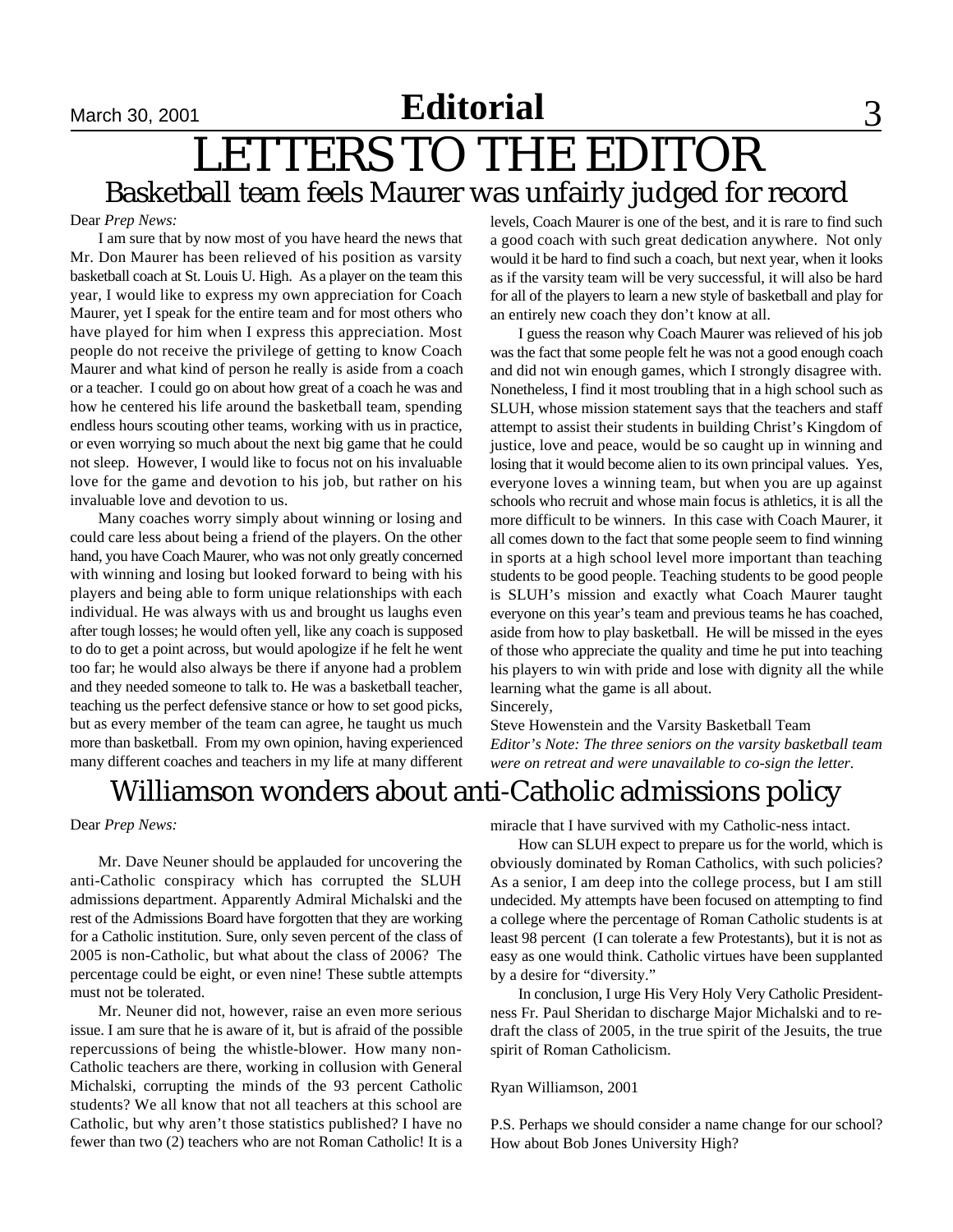# LETTERS TO THE EDITOR

## Basketball team feels Maurer was unfairly judged for record

Dear *Prep News:*

I am sure that by now most of you have heard the news that Mr. Don Maurer has been relieved of his position as varsity basketball coach at St. Louis U. High. As a player on the team this year, I would like to express my own appreciation for Coach Maurer, yet I speak for the entire team and for most others who have played for him when I express this appreciation. Most people do not receive the privilege of getting to know Coach Maurer and what kind of person he really is aside from a coach or a teacher. I could go on about how great of a coach he was and how he centered his life around the basketball team, spending endless hours scouting other teams, working with us in practice, or even worrying so much about the next big game that he could not sleep. However, I would like to focus not on his invaluable love for the game and devotion to his job, but rather on his invaluable love and devotion to us.

Many coaches worry simply about winning or losing and could care less about being a friend of the players. On the other hand, you have Coach Maurer, who was not only greatly concerned with winning and losing but looked forward to being with his players and being able to form unique relationships with each individual. He was always with us and brought us laughs even after tough losses; he would often yell, like any coach is supposed to do to get a point across, but would apologize if he felt he went too far; he would also always be there if anyone had a problem and they needed someone to talk to. He was a basketball teacher, teaching us the perfect defensive stance or how to set good picks, but as every member of the team can agree, he taught us much more than basketball. From my own opinion, having experienced many different coaches and teachers in my life at many different levels, Coach Maurer is one of the best, and it is rare to find such a good coach with such great dedication anywhere. Not only would it be hard to find such a coach, but next year, when it looks as if the varsity team will be very successful, it will also be hard for all of the players to learn a new style of basketball and play for an entirely new coach they don't know at all.

I guess the reason why Coach Maurer was relieved of his job was the fact that some people felt he was not a good enough coach and did not win enough games, which I strongly disagree with. Nonetheless, I find it most troubling that in a high school such as SLUH, whose mission statement says that the teachers and staff attempt to assist their students in building Christ's Kingdom of justice, love and peace, would be so caught up in winning and losing that it would become alien to its own principal values. Yes, everyone loves a winning team, but when you are up against schools who recruit and whose main focus is athletics, it is all the more difficult to be winners. In this case with Coach Maurer, it all comes down to the fact that some people seem to find winning in sports at a high school level more important than teaching students to be good people. Teaching students to be good people is SLUH's mission and exactly what Coach Maurer taught everyone on this year's team and previous teams he has coached, aside from how to play basketball. He will be missed in the eyes of those who appreciate the quality and time he put into teaching his players to win with pride and lose with dignity all the while learning what the game is all about.

Sincerely,

Steve Howenstein and the Varsity Basketball Team

*Editor's Note: The three seniors on the varsity basketball team were on retreat and were unavailable to co-sign the letter.*

## Williamson wonders about anti-Catholic admissions policy

Dear *Prep News:*

Mr. Dave Neuner should be applauded for uncovering the anti-Catholic conspiracy which has corrupted the SLUH admissions department. Apparently Admiral Michalski and the rest of the Admissions Board have forgotten that they are working for a Catholic institution. Sure, only seven percent of the class of 2005 is non-Catholic, but what about the class of 2006? The percentage could be eight, or even nine! These subtle attempts must not be tolerated.

Mr. Neuner did not, however, raise an even more serious issue. I am sure that he is aware of it, but is afraid of the possible repercussions of being the whistle-blower. How many non-Catholic teachers are there, working in collusion with General Michalski, corrupting the minds of the 93 percent Catholic students? We all know that not all teachers at this school are Catholic, but why aren't those statistics published? I have no fewer than two (2) teachers who are not Roman Catholic! It is a miracle that I have survived with my Catholic-ness intact.

How can SLUH expect to prepare us for the world, which is obviously dominated by Roman Catholics, with such policies? As a senior, I am deep into the college process, but I am still undecided. My attempts have been focused on attempting to find a college where the percentage of Roman Catholic students is at least 98 percent (I can tolerate a few Protestants), but it is not as easy as one would think. Catholic virtues have been supplanted by a desire for "diversity."

In conclusion, I urge His Very Holy Very Catholic Presidentness Fr. Paul Sheridan to discharge Major Michalski and to re-draft the class of 2005, in the true spirit of the Jesuits, the true spirit of Roman Catholicism.

Ryan Williamson, 2001

P.S. Perhaps we should consider a name change for our school? How about Bob Jones University High?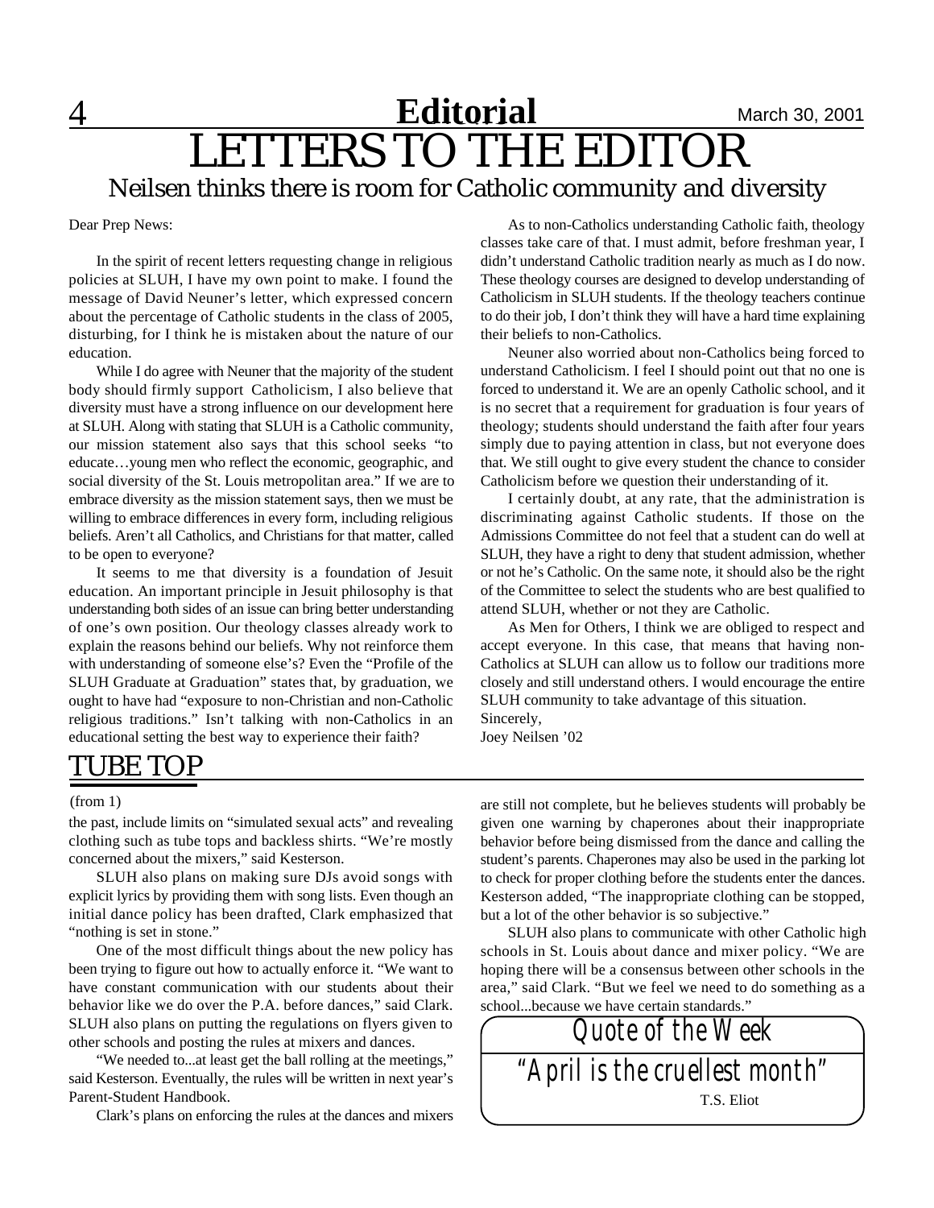# Editorial

# LETTERS TO THE EDITOR

## Neilsen thinks there is room for Catholic community and diversity

Dear Prep News:

In the spirit of recent letters requesting change in religious policies at SLUH, I have my own point to make. I found the message of David Neuner's letter, which expressed concern about the percentage of Catholic students in the class of 2005, disturbing, for I think he is mistaken about the nature of our education.

While I do agree with Neuner that the majority of the student body should firmly support Catholicism, I also believe that diversity must have a strong influence on our development here at SLUH. Along with stating that SLUH is a Catholic community, our mission statement also says that this school seeks "to educate…young men who reflect the economic, geographic, and social diversity of the St. Louis metropolitan area." If we are to embrace diversity as the mission statement says, then we must be willing to embrace differences in every form, including religious beliefs. Aren't all Catholics, and Christians for that matter, called to be open to everyone?

It seems to me that diversity is a foundation of Jesuit education. An important principle in Jesuit philosophy is that understanding both sides of an issue can bring better understanding of one's own position. Our theology classes already work to explain the reasons behind our beliefs. Why not reinforce them with understanding of someone else's? Even the "Profile of the SLUH Graduate at Graduation" states that, by graduation, we ought to have had "exposure to non-Christian and non-Catholic religious traditions." Isn't talking with non-Catholics in an educational setting the best way to experience their faith?

As to non-Catholics understanding Catholic faith, theology classes take care of that. I must admit, before freshman year, I didn't understand Catholic tradition nearly as much as I do now. These theology courses are designed to develop understanding of Catholicism in SLUH students. If the theology teachers continue to do their job, I don't think they will have a hard time explaining their beliefs to non-Catholics.

Neuner also worried about non-Catholics being forced to understand Catholicism. I feel I should point out that no one is forced to understand it. We are an openly Catholic school, and it is no secret that a requirement for graduation is four years of theology; students should understand the faith after four years simply due to paying attention in class, but not everyone does that. We still ought to give every student the chance to consider Catholicism before we question their understanding of it.

I certainly doubt, at any rate, that the administration is discriminating against Catholic students. If those on the Admissions Committee do not feel that a student can do well at SLUH, they have a right to deny that student admission, whether or not he's Catholic. On the same note, it should also be the right of the Committee to select the students who are best qualified to attend SLUH, whether or not they are Catholic.

As Men for Others, I think we are obliged to respect and accept everyone. In this case, that means that having non-Catholics at SLUH can allow us to follow our traditions more closely and still understand others. I would encourage the entire SLUH community to take advantage of this situation.

Sincerely,
Joey Neilsen '02

# TUBE TOP

(from 1)

the past, include limits on "simulated sexual acts" and revealing clothing such as tube tops and backless shirts. "We're mostly concerned about the mixers," said Kesterson.

SLUH also plans on making sure DJs avoid songs with explicit lyrics by providing them with song lists. Even though an initial dance policy has been drafted, Clark emphasized that "nothing is set in stone."

One of the most difficult things about the new policy has been trying to figure out how to actually enforce it. "We want to have constant communication with our students about their behavior like we do over the P.A. before dances," said Clark. SLUH also plans on putting the regulations on flyers given to other schools and posting the rules at mixers and dances.

"We needed to...at least get the ball rolling at the meetings," said Kesterson. Eventually, the rules will be written in next year's Parent-Student Handbook.

Clark's plans on enforcing the rules at the dances and mixers are still not complete, but he believes students will probably be given one warning by chaperones about their inappropriate behavior before being dismissed from the dance and calling the student's parents. Chaperones may also be used in the parking lot to check for proper clothing before the students enter the dances. Kesterson added, "The inappropriate clothing can be stopped, but a lot of the other behavior is so subjective."

SLUH also plans to communicate with other Catholic high schools in St. Louis about dance and mixer policy. "We are hoping there will be a consensus between other schools in the area," said Clark. "But we feel we need to do something as a school...because we have certain standards."

## Quote of the Week

"April is the cruellest month"

T.S. Eliot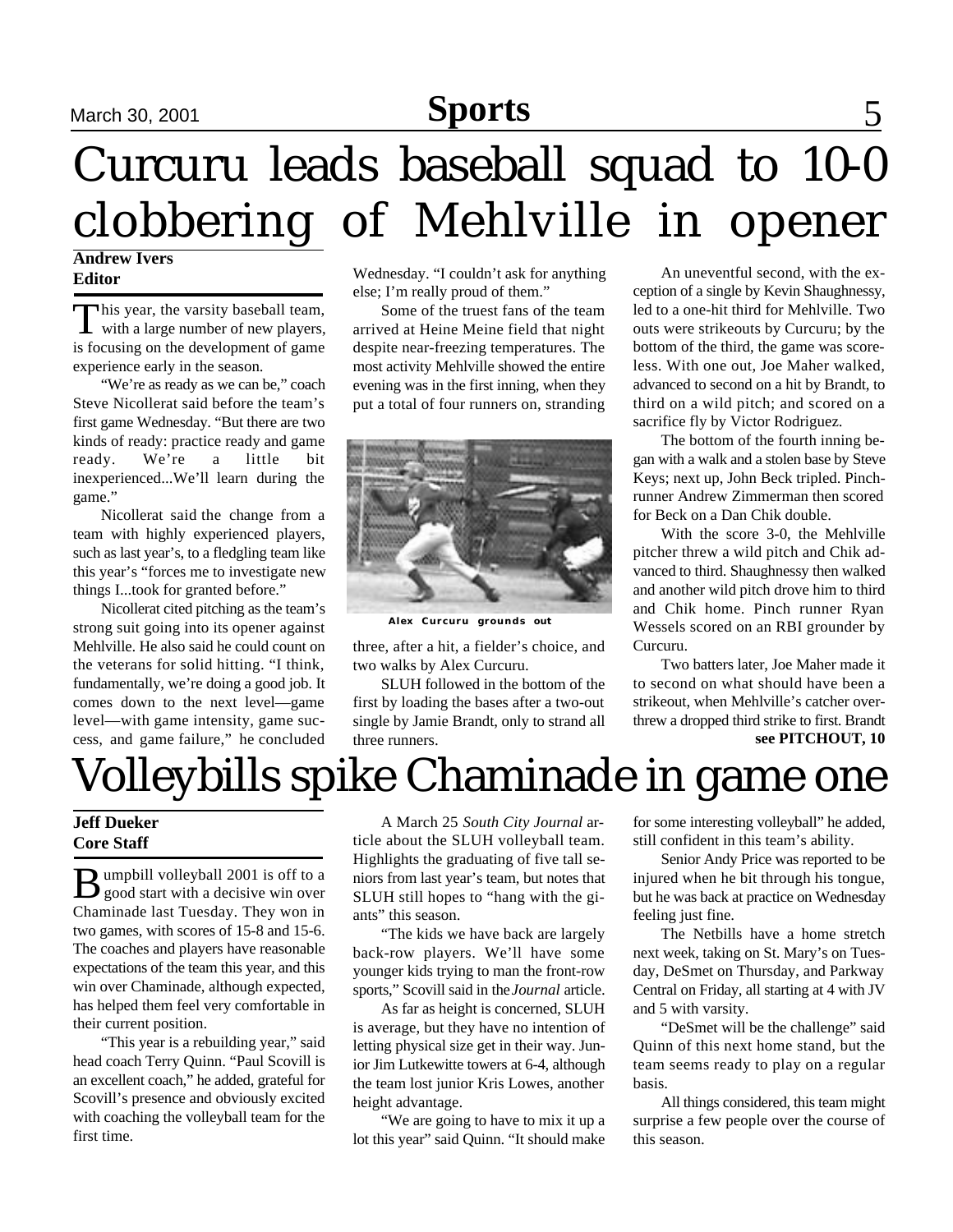# Curcuru leads baseball squad to 10-0 clobbering of Mehlville in opener

**Andrew Ivers**
**Editor**

This year, the varsity baseball team, with a large number of new players, is focusing on the development of game experience early in the season.

"We're as ready as we can be," coach Steve Nicollerat said before the team's first game Wednesday. "But there are two kinds of ready: practice ready and game ready. We're a little bit inexperienced...We'll learn during the game."

Nicollerat said the change from a team with highly experienced players, such as last year's, to a fledgling team like this year's "forces me to investigate new things I...took for granted before."

Nicollerat cited pitching as the team's strong suit going into its opener against Mehlville. He also said he could count on the veterans for solid hitting. "I think, fundamentally, we're doing a good job. It comes down to the next level—game level—with game intensity, game success, and game failure," he concluded Wednesday. "I couldn't ask for anything else; I'm really proud of them."

Some of the truest fans of the team arrived at Heine Meine field that night despite near-freezing temperatures. The most activity Mehlville showed the entire evening was in the first inning, when they put a total of four runners on, stranding three, after a hit, a fielder's choice, and two walks by Alex Curcuru.

Alex Curcuru grounds out

SLUH followed in the bottom of the first by loading the bases after a two-out single by Jamie Brandt, only to strand all three runners.

An uneventful second, with the exception of a single by Kevin Shaughnessy, led to a one-hit third for Mehlville. Two outs were strikeouts by Curcuru; by the bottom of the third, the game was scoreless. With one out, Joe Maher walked, advanced to second on a hit by Brandt, to third on a wild pitch; and scored on a sacrifice fly by Victor Rodriguez.

The bottom of the fourth inning began with a walk and a stolen base by Steve Keys; next up, John Beck tripled. Pinch-runner Andrew Zimmerman then scored for Beck on a Dan Chik double.

With the score 3-0, the Mehlville pitcher threw a wild pitch and Chik advanced to third. Shaughnessy then walked and another wild pitch drove him to third and Chik home. Pinch runner Ryan Wessels scored on an RBI grounder by Curcuru.

Two batters later, Joe Maher made it to second on what should have been a strikeout, when Mehlville's catcher overthrew a dropped third strike to first. Brandt

**see PITCHOUT, 10**

# Volleybills spike Chaminade in game one

**Jeff Dueker**
**Core Staff**

Bumpbill volleyball 2001 is off to a good start with a decisive win over Chaminade last Tuesday. They won in two games, with scores of 15-8 and 15-6. The coaches and players have reasonable expectations of the team this year, and this win over Chaminade, although expected, has helped them feel very comfortable in their current position.

"This year is a rebuilding year," said head coach Terry Quinn. "Paul Scovill is an excellent coach," he added, grateful for Scovill's presence and obviously excited with coaching the volleyball team for the first time.

A March 25 *South City Journal* article about the SLUH volleyball team. Highlights the graduating of five tall seniors from last year's team, but notes that SLUH still hopes to "hang with the giants" this season.

"The kids we have back are largely back-row players. We'll have some younger kids trying to man the front-row sports," Scovill said in the *Journal* article.

As far as height is concerned, SLUH is average, but they have no intention of letting physical size get in their way. Junior Jim Lutkewitte towers at 6-4, although the team lost junior Kris Lowes, another height advantage.

"We are going to have to mix it up a lot this year" said Quinn. "It should make for some interesting volleyball" he added, still confident in this team's ability.

Senior Andy Price was reported to be injured when he bit through his tongue, but he was back at practice on Wednesday feeling just fine.

The Netbills have a home stretch next week, taking on St. Mary's on Tuesday, DeSmet on Thursday, and Parkway Central on Friday, all starting at 4 with JV and 5 with varsity.

"DeSmet will be the challenge" said Quinn of this next home stand, but the team seems ready to play on a regular basis.

All things considered, this team might surprise a few people over the course of this season.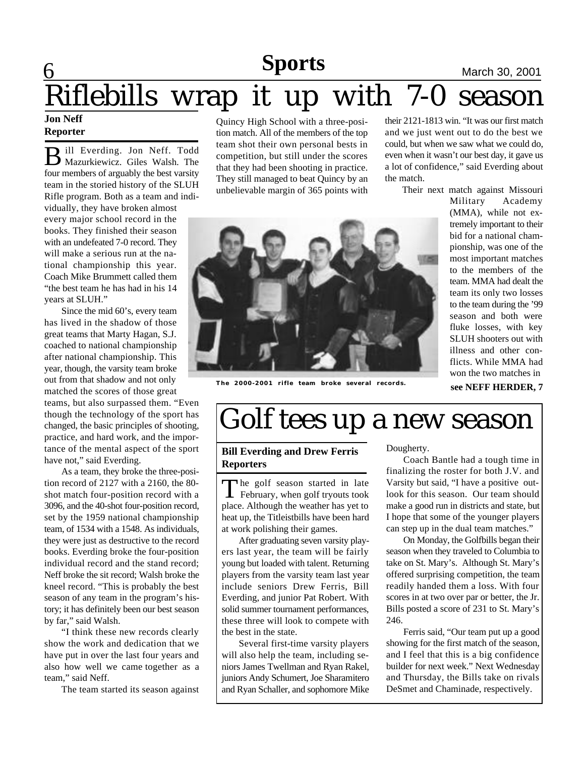# Riflebills wrap it up with 7-0 season

**Jon Neff**
**Reporter**

Bill Everding. Jon Neff. Todd Mazurkiewicz. Giles Walsh. The four members of arguably the best varsity team in the storied history of the SLUH Rifle program. Both as a team and individually, they have broken almost every major school record in the books. They finished their season with an undefeated 7-0 record. They will make a serious run at the national championship this year. Coach Mike Brummett called them "the best team he has had in his 14 years at SLUH."

Since the mid 60's, every team has lived in the shadow of those great teams that Marty Hagan, S.J. coached to national championship after national championship. This year, though, the varsity team broke out from that shadow and not only matched the scores of those great teams, but also surpassed them. "Even though the technology of the sport has changed, the basic principles of shooting, practice, and hard work, and the importance of the mental aspect of the sport have not," said Everding.

As a team, they broke the three-position record of 2127 with a 2160, the 80-shot match four-position record with a 3096, and the 40-shot four-position record, set by the 1959 national championship team, of 1534 with a 1548. As individuals, they were just as destructive to the record books. Everding broke the four-position individual record and the stand record; Neff broke the sit record; Walsh broke the kneel record. "This is probably the best season of any team in the program's history; it has definitely been our best season by far," said Walsh.

"I think these new records clearly show the work and dedication that we have put in over the last four years and also how well we came together as a team," said Neff.

The team started its season against Quincy High School with a three-position match. All of the members of the top team shot their own personal bests in competition, but still under the scores that they had been shooting in practice. They still managed to beat Quincy by an unbelievable margin of 365 points with their 2121-1813 win. "It was our first match and we just went out to do the best we could, but when we saw what we could do, even when it wasn't our best day, it gave us a lot of confidence," said Everding about the match.

Their next match against Missouri Military Academy (MMA), while not extremely important to their bid for a national championship, was one of the most important matches to the members of the team. MMA had dealt the team its only two losses to the team during the '99 season and both were fluke losses, with key SLUH shooters out with illness and other conflicts. While MMA had won the two matches in

The 2000-2001 rifle team broke several records.

**see NEFF HERDER, 7**

# Golf tees up a new season

**Bill Everding and Drew Ferris**
**Reporters**

The golf season started in late February, when golf tryouts took place. Although the weather has yet to heat up, the Titleistbills have been hard at work polishing their games.

After graduating seven varsity players last year, the team will be fairly young but loaded with talent. Returning players from the varsity team last year include seniors Drew Ferris, Bill Everding, and junior Pat Robert. With solid summer tournament performances, these three will look to compete with the best in the state.

Several first-time varsity players will also help the team, including seniors James Twellman and Ryan Rakel, juniors Andy Schumert, Joe Sharamitero and Ryan Schaller, and sophomore Mike Dougherty.

Coach Bantle had a tough time in finalizing the roster for both J.V. and Varsity but said, "I have a positive outlook for this season. Our team should make a good run in districts and state, but I hope that some of the younger players can step up in the dual team matches."

On Monday, the Golfbills began their season when they traveled to Columbia to take on St. Mary's. Although St. Mary's offered surprising competition, the team readily handed them a loss. With four scores in at two over par or better, the Jr. Bills posted a score of 231 to St. Mary's 246.

Ferris said, "Our team put up a good showing for the first match of the season, and I feel that this is a big confidence builder for next week." Next Wednesday and Thursday, the Bills take on rivals DeSmet and Chaminade, respectively.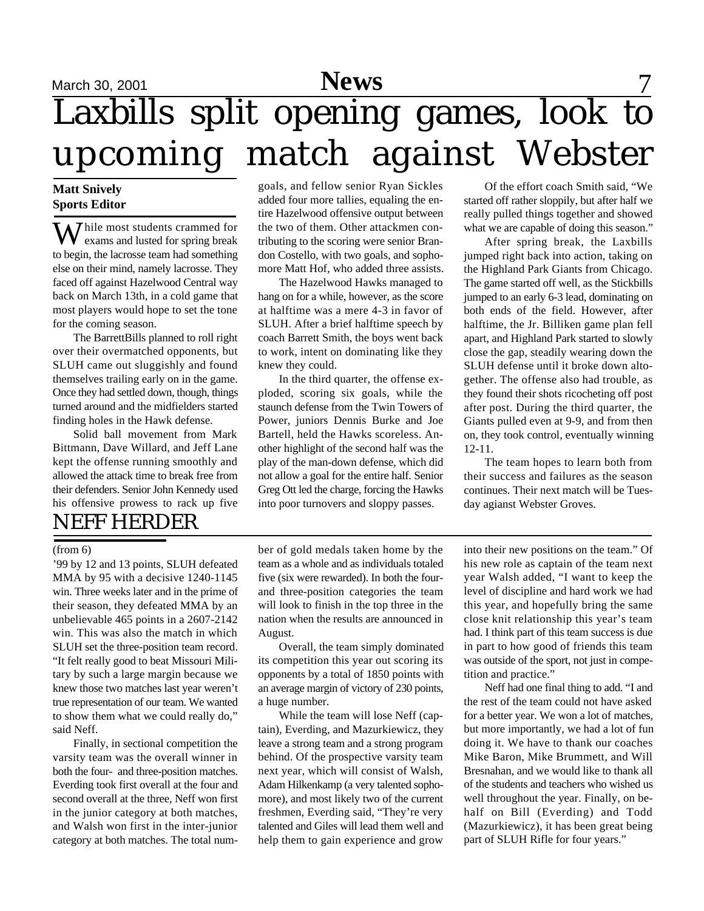# Laxbills split opening games, look to upcoming match against Webster

**Matt Snively**
**Sports Editor**

While most students crammed for exams and lusted for spring break to begin, the lacrosse team had something else on their mind, namely lacrosse. They faced off against Hazelwood Central way back on March 13th, in a cold game that most players would hope to set the tone for the coming season.

The BarrettBills planned to roll right over their overmatched opponents, but SLUH came out sluggishly and found themselves trailing early on in the game. Once they had settled down, though, things turned around and the midfielders started finding holes in the Hawk defense.

Solid ball movement from Mark Bittmann, Dave Willard, and Jeff Lane kept the offense running smoothly and allowed the attack time to break free from their defenders. Senior John Kennedy used his offensive prowess to rack up five goals, and fellow senior Ryan Sickles added four more tallies, equaling the entire Hazelwood offensive output between the two of them. Other attackmen contributing to the scoring were senior Brandon Costello, with two goals, and sophomore Matt Hof, who added three assists.

The Hazelwood Hawks managed to hang on for a while, however, as the score at halftime was a mere 4-3 in favor of SLUH. After a brief halftime speech by coach Barrett Smith, the boys went back to work, intent on dominating like they knew they could.

In the third quarter, the offense exploded, scoring six goals, while the staunch defense from the Twin Towers of Power, juniors Dennis Burke and Joe Bartell, held the Hawks scoreless. Another highlight of the second half was the play of the man-down defense, which did not allow a goal for the entire half. Senior Greg Ott led the charge, forcing the Hawks into poor turnovers and sloppy passes.

Of the effort coach Smith said, "We started off rather sloppily, but after half we really pulled things together and showed what we are capable of doing this season."

After spring break, the Laxbills jumped right back into action, taking on the Highland Park Giants from Chicago. The game started off well, as the Stickbills jumped to an early 6-3 lead, dominating on both ends of the field. However, after halftime, the Jr. Billiken game plan fell apart, and Highland Park started to slowly close the gap, steadily wearing down the SLUH defense until it broke down altogether. The offense also had trouble, as they found their shots ricocheting off post after post. During the third quarter, the Giants pulled even at 9-9, and from then on, they took control, eventually winning 12-11.

The team hopes to learn both from their success and failures as the season continues. Their next match will be Tuesday agianst Webster Groves.

## NEFF HERDER

(from 6)

'99 by 12 and 13 points, SLUH defeated MMA by 95 with a decisive 1240-1145 win. Three weeks later and in the prime of their season, they defeated MMA by an unbelievable 465 points in a 2607-2142 win. This was also the match in which SLUH set the three-position team record. "It felt really good to beat Missouri Military by such a large margin because we knew those two matches last year weren't true representation of our team. We wanted to show them what we could really do," said Neff.

Finally, in sectional competition the varsity team was the overall winner in both the four- and three-position matches. Everding took first overall at the four and second overall at the three, Neff won first in the junior category at both matches, and Walsh won first in the inter-junior category at both matches. The total number of gold medals taken home by the team as a whole and as individuals totaled five (six were rewarded). In both the four- and three-position categories the team will look to finish in the top three in the nation when the results are announced in August.

Overall, the team simply dominated its competition this year out scoring its opponents by a total of 1850 points with an average margin of victory of 230 points, a huge number.

While the team will lose Neff (captain), Everding, and Mazurkiewicz, they leave a strong team and a strong program behind. Of the prospective varsity team next year, which will consist of Walsh, Adam Hilkenkamp (a very talented sophomore), and most likely two of the current freshmen, Everding said, "They're very talented and Giles will lead them well and help them to gain experience and grow into their new positions on the team." Of his new role as captain of the team next year Walsh added, "I want to keep the level of discipline and hard work we had this year, and hopefully bring the same close knit relationship this year's team had. I think part of this team success is due in part to how good of friends this team was outside of the sport, not just in competition and practice."

Neff had one final thing to add. "I and the rest of the team could not have asked for a better year. We won a lot of matches, but more importantly, we had a lot of fun doing it. We have to thank our coaches Mike Baron, Mike Brummett, and Will Bresnahan, and we would like to thank all of the students and teachers who wished us well throughout the year. Finally, on behalf on Bill (Everding) and Todd (Mazurkiewicz), it has been great being part of SLUH Rifle for four years."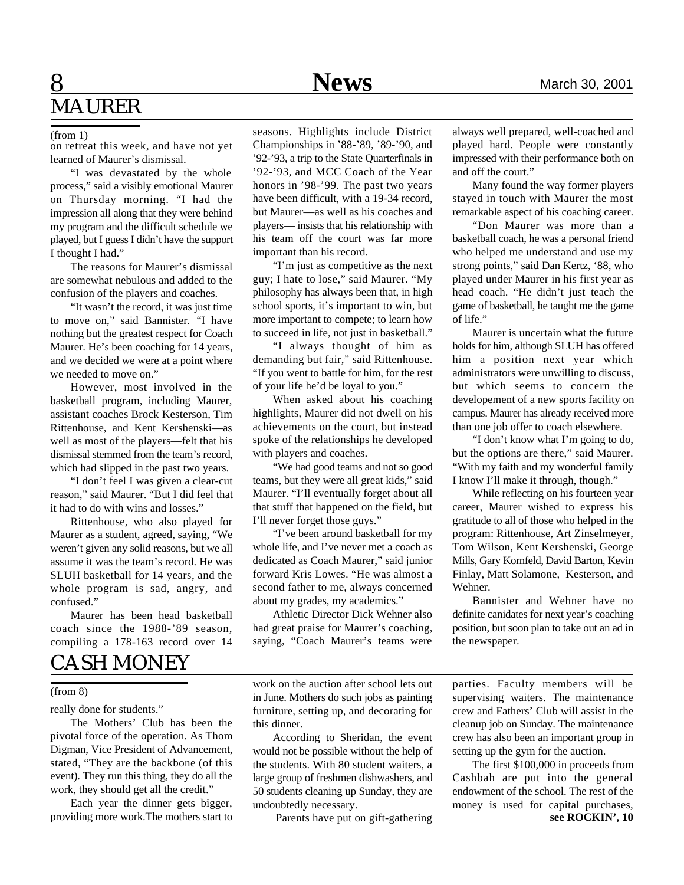## MAURER

(from 1)

on retreat this week, and have not yet learned of Maurer's dismissal.

"I was devastated by the whole process," said a visibly emotional Maurer on Thursday morning. "I had the impression all along that they were behind my program and the difficult schedule we played, but I guess I didn't have the support I thought I had."

The reasons for Maurer's dismissal are somewhat nebulous and added to the confusion of the players and coaches.

"It wasn't the record, it was just time to move on," said Bannister. "I have nothing but the greatest respect for Coach Maurer. He's been coaching for 14 years, and we decided we were at a point where we needed to move on."

However, most involved in the basketball program, including Maurer, assistant coaches Brock Kesterson, Tim Rittenhouse, and Kent Kershenski—as well as most of the players—felt that his dismissal stemmed from the team's record, which had slipped in the past two years.

"I don't feel I was given a clear-cut reason," said Maurer. "But I did feel that it had to do with wins and losses."

Rittenhouse, who also played for Maurer as a student, agreed, saying, "We weren't given any solid reasons, but we all assume it was the team's record. He was SLUH basketball for 14 years, and the whole program is sad, angry, and confused."

Maurer has been head basketball coach since the 1988-'89 season, compiling a 178-163 record over 14 seasons. Highlights include District Championships in '88-'89, '89-'90, and '92-'93, a trip to the State Quarterfinals in '92-'93, and MCC Coach of the Year honors in '98-'99. The past two years have been difficult, with a 19-34 record, but Maurer—as well as his coaches and players— insists that his relationship with his team off the court was far more important than his record.

"I'm just as competitive as the next guy; I hate to lose," said Maurer. "My philosophy has always been that, in high school sports, it's important to win, but more important to compete; to learn how to succeed in life, not just in basketball."

"I always thought of him as demanding but fair," said Rittenhouse. "If you went to battle for him, for the rest of your life he'd be loyal to you."

When asked about his coaching highlights, Maurer did not dwell on his achievements on the court, but instead spoke of the relationships he developed with players and coaches.

"We had good teams and not so good teams, but they were all great kids," said Maurer. "I'll eventually forget about all that stuff that happened on the field, but I'll never forget those guys."

"I've been around basketball for my whole life, and I've never met a coach as dedicated as Coach Maurer," said junior forward Kris Lowes. "He was almost a second father to me, always concerned about my grades, my academics."

Athletic Director Dick Wehner also had great praise for Maurer's coaching, saying, "Coach Maurer's teams were always well prepared, well-coached and played hard. People were constantly impressed with their performance both on and off the court."

Many found the way former players stayed in touch with Maurer the most remarkable aspect of his coaching career.

"Don Maurer was more than a basketball coach, he was a personal friend who helped me understand and use my strong points," said Dan Kertz, '88, who played under Maurer in his first year as head coach. "He didn't just teach the game of basketball, he taught me the game of life."

Maurer is uncertain what the future holds for him, although SLUH has offered him a position next year which administrators were unwilling to discuss, but which seems to concern the developement of a new sports facility on campus. Maurer has already received more than one job offer to coach elsewhere.

"I don't know what I'm going to do, but the options are there," said Maurer. "With my faith and my wonderful family I know I'll make it through, though."

While reflecting on his fourteen year career, Maurer wished to express his gratitude to all of those who helped in the program: Rittenhouse, Art Zinselmeyer, Tom Wilson, Kent Kershenski, George Mills, Gary Kornfeld, David Barton, Kevin Finlay, Matt Solamone, Kesterson, and Wehner.

Bannister and Wehner have no definite canidates for next year's coaching position, but soon plan to take out an ad in the newspaper.

## CASH MONEY

(from 8)

really done for students."

The Mothers' Club has been the pivotal force of the operation. As Thom Digman, Vice President of Advancement, stated, "They are the backbone (of this event). They run this thing, they do all the work, they should get all the credit."

Each year the dinner gets bigger, providing more work.The mothers start to work on the auction after school lets out in June. Mothers do such jobs as painting furniture, setting up, and decorating for this dinner.

According to Sheridan, the event would not be possible without the help of the students. With 80 student waiters, a large group of freshmen dishwashers, and 50 students cleaning up Sunday, they are undoubtedly necessary.

Parents have put on gift-gathering parties. Faculty members will be supervising waiters. The maintenance crew and Fathers' Club will assist in the cleanup job on Sunday. The maintenance crew has also been an important group in setting up the gym for the auction.

The first $100,000 in proceeds from Cashbah are put into the general endowment of the school. The rest of the money is used for capital purchases,

**see ROCKIN', 10**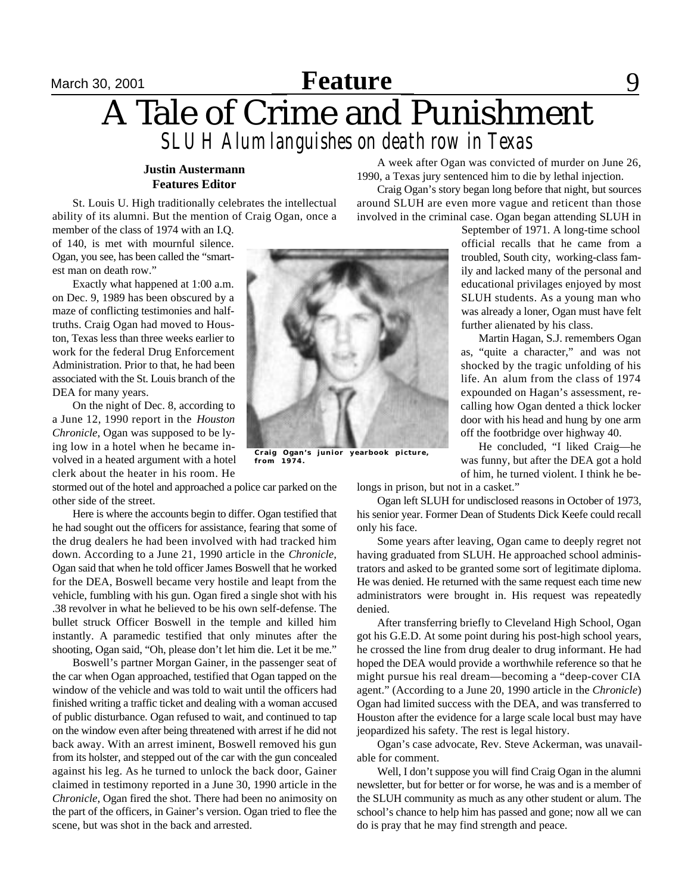# A Tale of Crime and Punishment

## SLUH Alum languishes on death row in Texas

**Justin Austermann**
**Features Editor**

St. Louis U. High traditionally celebrates the intellectual ability of its alumni. But the mention of Craig Ogan, once a member of the class of 1974 with an I.Q. of 140, is met with mournful silence. Ogan, you see, has been called the "smartest man on death row."

Exactly what happened at 1:00 a.m. on Dec. 9, 1989 has been obscured by a maze of conflicting testimonies and half-truths. Craig Ogan had moved to Houston, Texas less than three weeks earlier to work for the federal Drug Enforcement Administration. Prior to that, he had been associated with the St. Louis branch of the DEA for many years.

On the night of Dec. 8, according to a June 12, 1990 report in the *Houston Chronicle*, Ogan was supposed to be lying low in a hotel when he became involved in a heated argument with a hotel clerk about the heater in his room. He stormed out of the hotel and approached a police car parked on the other side of the street.

Craig Ogan's junior yearbook picture, from 1974.

Here is where the accounts begin to differ. Ogan testified that he had sought out the officers for assistance, fearing that some of the drug dealers he had been involved with had tracked him down. According to a June 21, 1990 article in the *Chronicle,* Ogan said that when he told officer James Boswell that he worked for the DEA, Boswell became very hostile and leapt from the vehicle, fumbling with his gun. Ogan fired a single shot with his .38 revolver in what he believed to be his own self-defense. The bullet struck Officer Boswell in the temple and killed him instantly. A paramedic testified that only minutes after the shooting, Ogan said, "Oh, please don't let him die. Let it be me."

Boswell's partner Morgan Gainer, in the passenger seat of the car when Ogan approached, testified that Ogan tapped on the window of the vehicle and was told to wait until the officers had finished writing a traffic ticket and dealing with a woman accused of public disturbance. Ogan refused to wait, and continued to tap on the window even after being threatened with arrest if he did not back away. With an arrest iminent, Boswell removed his gun from its holster, and stepped out of the car with the gun concealed against his leg. As he turned to unlock the back door, Gainer claimed in testimony reported in a June 30, 1990 article in the *Chronicle*, Ogan fired the shot. There had been no animosity on the part of the officers, in Gainer's version. Ogan tried to flee the scene, but was shot in the back and arrested.

A week after Ogan was convicted of murder on June 26, 1990, a Texas jury sentenced him to die by lethal injection.

Craig Ogan's story began long before that night, but sources around SLUH are even more vague and reticent than those involved in the criminal case. Ogan began attending SLUH in September of 1971. A long-time school official recalls that he came from a troubled, South city, working-class family and lacked many of the personal and educational privilages enjoyed by most SLUH students. As a young man who was already a loner, Ogan must have felt further alienated by his class.

Martin Hagan, S.J. remembers Ogan as, "quite a character," and was not shocked by the tragic unfolding of his life. An alum from the class of 1974 expounded on Hagan's assessment, recalling how Ogan dented a thick locker door with his head and hung by one arm off the footbridge over highway 40.

He concluded, "I liked Craig—he was funny, but after the DEA got a hold of him, he turned violent. I think he belongs in prison, but not in a casket."

Ogan left SLUH for undisclosed reasons in October of 1973, his senior year. Former Dean of Students Dick Keefe could recall only his face.

Some years after leaving, Ogan came to deeply regret not having graduated from SLUH. He approached school administrators and asked to be granted some sort of legitimate diploma. He was denied. He returned with the same request each time new administrators were brought in. His request was repeatedly denied.

After transferring briefly to Cleveland High School, Ogan got his G.E.D. At some point during his post-high school years, he crossed the line from drug dealer to drug informant. He had hoped the DEA would provide a worthwhile reference so that he might pursue his real dream—becoming a "deep-cover CIA agent." (According to a June 20, 1990 article in the *Chronicle*) Ogan had limited success with the DEA, and was transferred to Houston after the evidence for a large scale local bust may have jeopardized his safety. The rest is legal history.

Ogan's case advocate, Rev. Steve Ackerman, was unavailable for comment.

Well, I don't suppose you will find Craig Ogan in the alumni newsletter, but for better or for worse, he was and is a member of the SLUH community as much as any other student or alum. The school's chance to help him has passed and gone; now all we can do is pray that he may find strength and peace.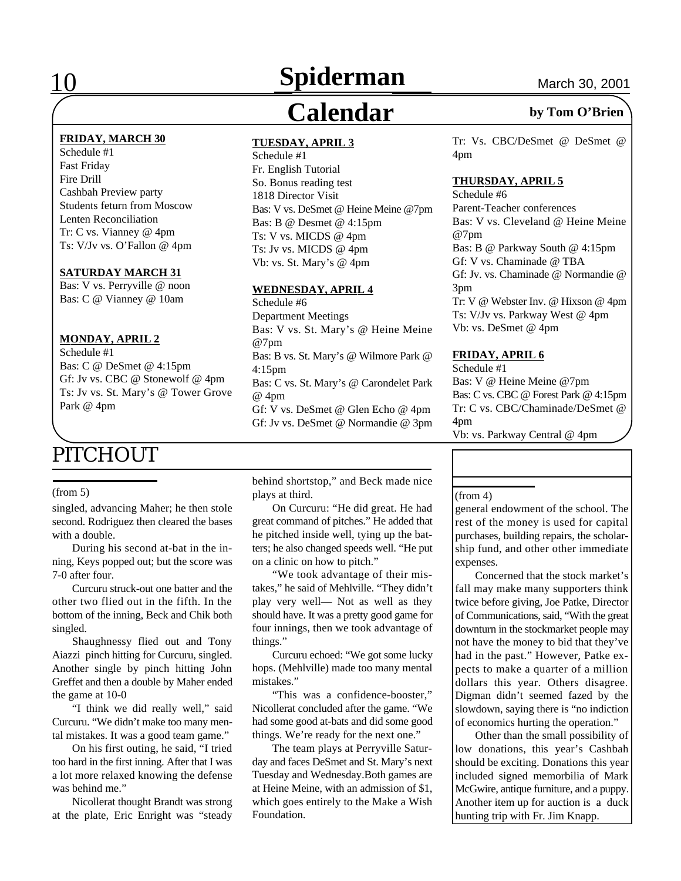# Spiderman Calendar

**by Tom O'Brien**

**FRIDAY, MARCH 30**
Schedule #1
Fast Friday
Fire Drill
Cashbah Preview party
Students feturn from Moscow
Lenten Reconciliation
Tr: C vs. Vianney @ 4pm
Ts: V/Jv vs. O'Fallon @ 4pm

**SATURDAY MARCH 31**
Bas: V vs. Perryville @ noon
Bas: C @ Vianney @ 10am

**MONDAY, APRIL 2**
Schedule #1
Bas: C @ DeSmet @ 4:15pm
Gf: Jv vs. CBC @ Stonewolf @ 4pm
Ts: Jv vs. St. Mary's @ Tower Grove Park @ 4pm

**TUESDAY, APRIL 3**
Schedule #1
Fr. English Tutorial
So. Bonus reading test
1818 Director Visit
Bas: V vs. DeSmet @ Heine Meine @7pm
Bas: B @ Desmet @ 4:15pm
Ts: V vs. MICDS @ 4pm
Ts: Jv vs. MICDS @ 4pm
Vb: vs. St. Mary's @ 4pm

**WEDNESDAY, APRIL 4**
Schedule #6
Department Meetings
Bas: V vs. St. Mary's @ Heine Meine @7pm
Bas: B vs. St. Mary's @ Wilmore Park @ 4:15pm
Bas: C vs. St. Mary's @ Carondelet Park @ 4pm
Gf: V vs. DeSmet @ Glen Echo @ 4pm
Gf: Jv vs. DeSmet @ Normandie @ 3pm
Tr: Vs. CBC/DeSmet @ DeSmet @ 4pm

**THURSDAY, APRIL 5**
Schedule #6
Parent-Teacher conferences
Bas: V vs. Cleveland @ Heine Meine @7pm
Bas: B @ Parkway South @ 4:15pm
Gf: V vs. Chaminade @ TBA
Gf: Jv. vs. Chaminade @ Normandie @ 3pm
Tr: V @ Webster Inv. @ Hixson @ 4pm
Ts: V/Jv vs. Parkway West @ 4pm
Vb: vs. DeSmet @ 4pm

**FRIDAY, APRIL 6**
Schedule #1
Bas: V @ Heine Meine @7pm
Bas: C vs. CBC @ Forest Park @ 4:15pm
Tr: C vs. CBC/Chaminade/DeSmet @ 4pm
Vb: vs. Parkway Central @ 4pm

# PITCHOUT

(from 5)

singled, advancing Maher; he then stole second. Rodriguez then cleared the bases with a double.

During his second at-bat in the inning, Keys popped out; but the score was 7-0 after four.

Curcuru struck-out one batter and the other two flied out in the fifth. In the bottom of the inning, Beck and Chik both singled.

Shaughnessy flied out and Tony Aiazzi pinch hitting for Curcuru, singled. Another single by pinch hitting John Greffet and then a double by Maher ended the game at 10-0

"I think we did really well," said Curcuru. "We didn't make too many mental mistakes. It was a good team game."

On his first outing, he said, "I tried too hard in the first inning. After that I was a lot more relaxed knowing the defense was behind me."

Nicollerat thought Brandt was strong at the plate, Eric Enright was "steady behind shortstop," and Beck made nice plays at third.

On Curcuru: "He did great. He had great command of pitches." He added that he pitched inside well, tying up the batters; he also changed speeds well. "He put on a clinic on how to pitch."

"We took advantage of their mistakes," he said of Mehlville. "They didn't play very well— Not as well as they should have. It was a pretty good game for four innings, then we took advantage of things."

Curcuru echoed: "We got some lucky hops. (Mehlville) made too many mental mistakes."

"This was a confidence-booster," Nicollerat concluded after the game. "We had some good at-bats and did some good things. We're ready for the next one."

The team plays at Perryville Saturday and faces DeSmet and St. Mary's next Tuesday and Wednesday.Both games are at Heine Meine, with an admission of $1, which goes entirely to the Make a Wish Foundation.

(from 4)

general endowment of the school. The rest of the money is used for capital purchases, building repairs, the scholarship fund, and other other immediate expenses.

Concerned that the stock market's fall may make many supporters think twice before giving, Joe Patke, Director of Communications, said, "With the great downturn in the stockmarket people may not have the money to bid that they've had in the past." However, Patke expects to make a quarter of a million dollars this year. Others disagree. Digman didn't seemed fazed by the slowdown, saying there is "no indiction of economics hurting the operation."

Other than the small possibility of low donations, this year's Cashbah should be exciting. Donations this year included signed memorbilia of Mark McGwire, antique furniture, and a puppy. Another item up for auction is a duck hunting trip with Fr. Jim Knapp.